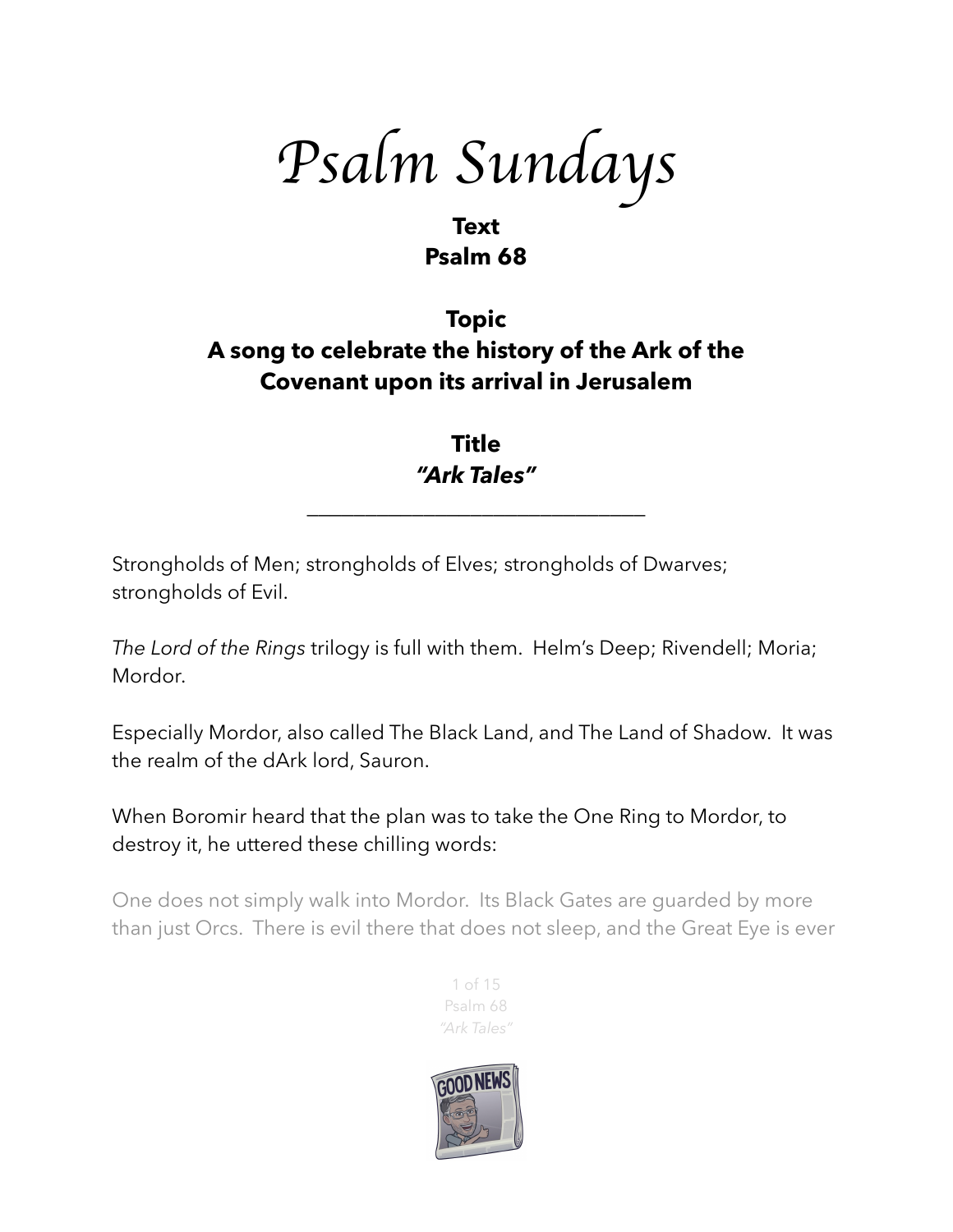# *Psalm Sundays*

**Text**
**Psalm 68**

**Topic**
**A song to celebrate the history of the Ark of the Covenant upon its arrival in Jerusalem**

**Title**
***"Ark Tales"***

---

Strongholds of Men; strongholds of Elves; strongholds of Dwarves; strongholds of Evil.

*The Lord of the Rings* trilogy is full with them. Helm's Deep; Rivendell; Moria; Mordor.

Especially Mordor, also called The Black Land, and The Land of Shadow. It was the realm of the dArk lord, Sauron.

When Boromir heard that the plan was to take the One Ring to Mordor, to destroy it, he uttered these chilling words:

One does not simply walk into Mordor. Its Black Gates are guarded by more than just Orcs. There is evil there that does not sleep, and the Great Eye is ever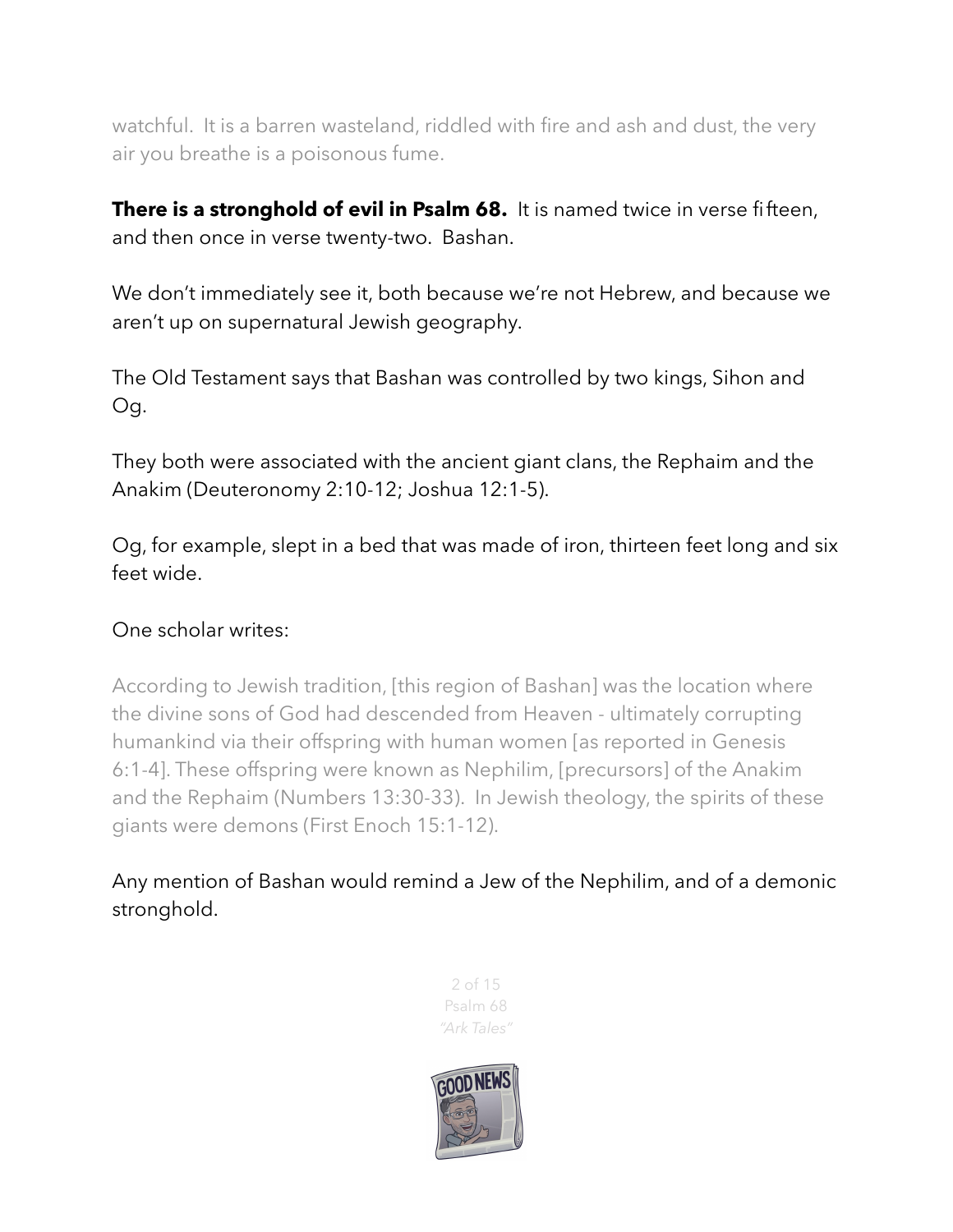watchful. It is a barren wasteland, riddled with fire and ash and dust, the very air you breathe is a poisonous fume.

**There is a stronghold of evil in Psalm 68.** It is named twice in verse fifteen, and then once in verse twenty-two. Bashan.

We don't immediately see it, both because we're not Hebrew, and because we aren't up on supernatural Jewish geography.

The Old Testament says that Bashan was controlled by two kings, Sihon and Og.

They both were associated with the ancient giant clans, the Rephaim and the Anakim (Deuteronomy 2:10-12; Joshua 12:1-5).

Og, for example, slept in a bed that was made of iron, thirteen feet long and six feet wide.

One scholar writes:

According to Jewish tradition, [this region of Bashan] was the location where the divine sons of God had descended from Heaven - ultimately corrupting humankind via their offspring with human women [as reported in Genesis 6:1-4]. These offspring were known as Nephilim, [precursors] of the Anakim and the Rephaim (Numbers 13:30-33). In Jewish theology, the spirits of these giants were demons (First Enoch 15:1-12).

Any mention of Bashan would remind a Jew of the Nephilim, and of a demonic stronghold.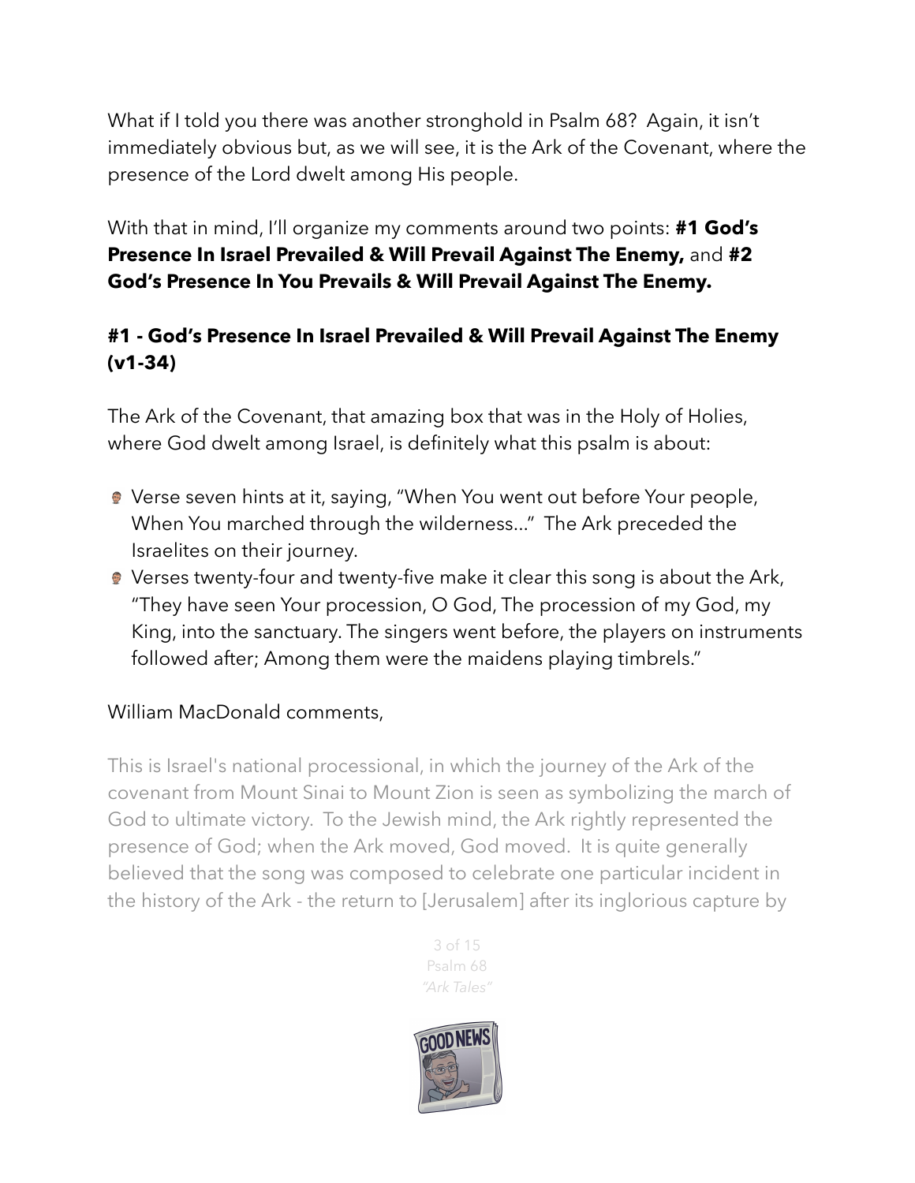What if I told you there was another stronghold in Psalm 68? Again, it isn't immediately obvious but, as we will see, it is the Ark of the Covenant, where the presence of the Lord dwelt among His people.

With that in mind, I'll organize my comments around two points: **#1 God's Presence In Israel Prevailed & Will Prevail Against The Enemy,** and **#2 God's Presence In You Prevails & Will Prevail Against The Enemy.**

### #1 - God's Presence In Israel Prevailed & Will Prevail Against The Enemy (v1-34)

The Ark of the Covenant, that amazing box that was in the Holy of Holies, where God dwelt among Israel, is definitely what this psalm is about:

- Verse seven hints at it, saying, "When You went out before Your people, When You marched through the wilderness…" The Ark preceded the Israelites on their journey.
- Verses twenty-four and twenty-five make it clear this song is about the Ark, "They have seen Your procession, O God, The procession of my God, my King, into the sanctuary. The singers went before, the players on instruments followed after; Among them were the maidens playing timbrels."

William MacDonald comments,

> This is Israel's national processional, in which the journey of the Ark of the covenant from Mount Sinai to Mount Zion is seen as symbolizing the march of God to ultimate victory. To the Jewish mind, the Ark rightly represented the presence of God; when the Ark moved, God moved. It is quite generally believed that the song was composed to celebrate one particular incident in the history of the Ark - the return to [Jerusalem] after its inglorious capture by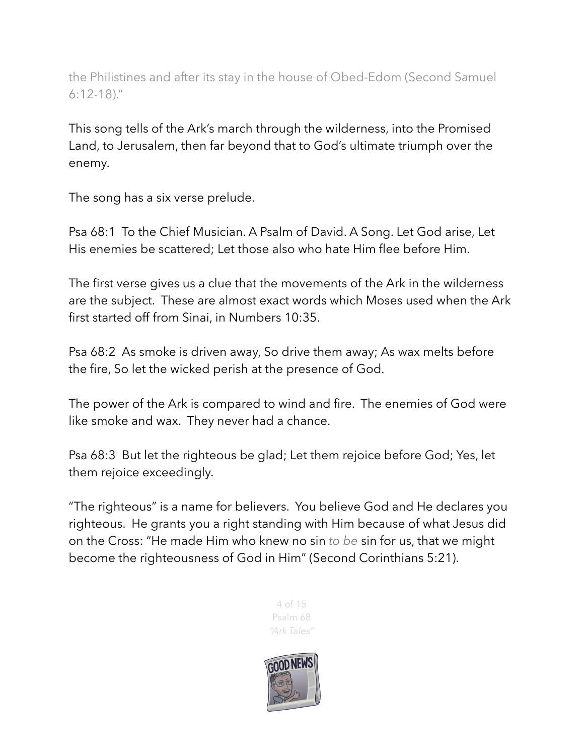the Philistines and after its stay in the house of Obed-Edom (Second Samuel 6:12-18)."

This song tells of the Ark's march through the wilderness, into the Promised Land, to Jerusalem, then far beyond that to God's ultimate triumph over the enemy.

The song has a six verse prelude.

Psa 68:1 To the Chief Musician. A Psalm of David. A Song. Let God arise, Let His enemies be scattered; Let those also who hate Him flee before Him.

The first verse gives us a clue that the movements of the Ark in the wilderness are the subject. These are almost exact words which Moses used when the Ark first started off from Sinai, in Numbers 10:35.

Psa 68:2 As smoke is driven away, So drive them away; As wax melts before the fire, So let the wicked perish at the presence of God.

The power of the Ark is compared to wind and fire. The enemies of God were like smoke and wax. They never had a chance.

Psa 68:3 But let the righteous be glad; Let them rejoice before God; Yes, let them rejoice exceedingly.

"The righteous" is a name for believers. You believe God and He declares you righteous. He grants you a right standing with Him because of what Jesus did on the Cross: "He made Him who knew no sin *to be* sin for us, that we might become the righteousness of God in Him" (Second Corinthians 5:21).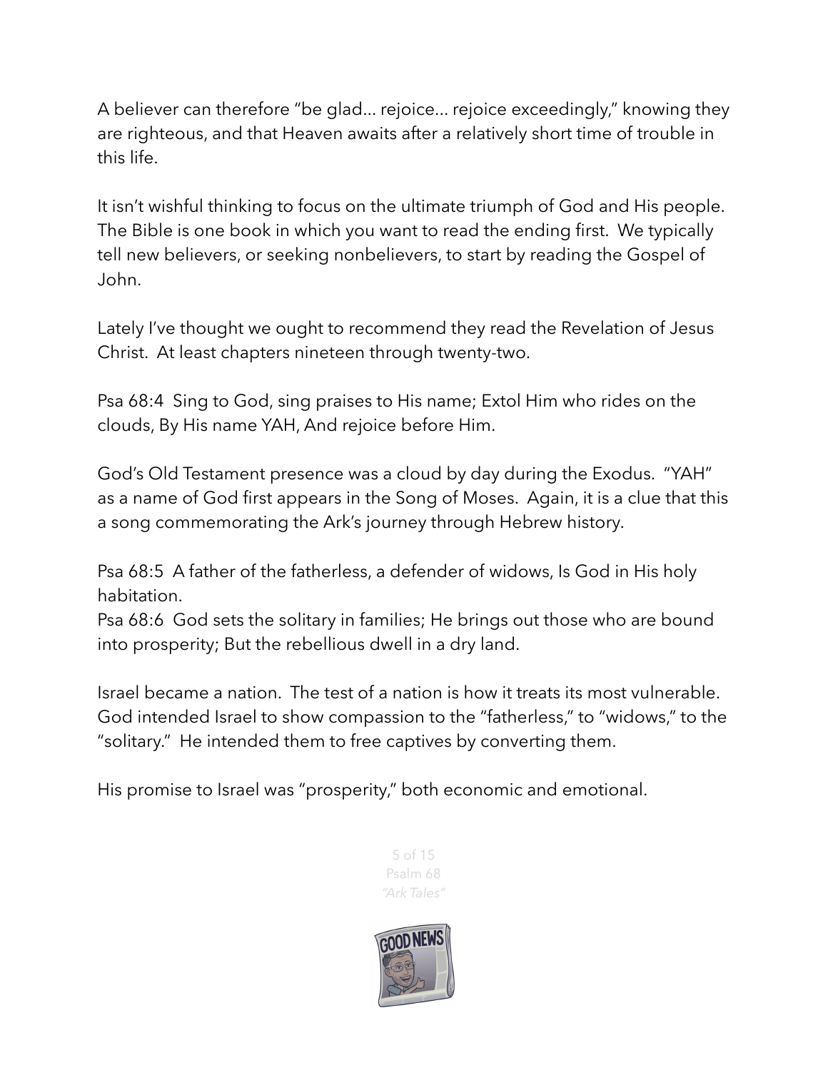A believer can therefore "be glad… rejoice… rejoice exceedingly," knowing they are righteous, and that Heaven awaits after a relatively short time of trouble in this life.

It isn't wishful thinking to focus on the ultimate triumph of God and His people. The Bible is one book in which you want to read the ending first. We typically tell new believers, or seeking nonbelievers, to start by reading the Gospel of John.

Lately I've thought we ought to recommend they read the Revelation of Jesus Christ. At least chapters nineteen through twenty-two.

Psa 68:4 Sing to God, sing praises to His name; Extol Him who rides on the clouds, By His name YAH, And rejoice before Him.

God's Old Testament presence was a cloud by day during the Exodus. "YAH" as a name of God first appears in the Song of Moses. Again, it is a clue that this a song commemorating the Ark's journey through Hebrew history.

Psa 68:5 A father of the fatherless, a defender of widows, Is God in His holy habitation.
Psa 68:6 God sets the solitary in families; He brings out those who are bound into prosperity; But the rebellious dwell in a dry land.

Israel became a nation. The test of a nation is how it treats its most vulnerable. God intended Israel to show compassion to the "fatherless," to "widows," to the "solitary." He intended them to free captives by converting them.

His promise to Israel was "prosperity," both economic and emotional.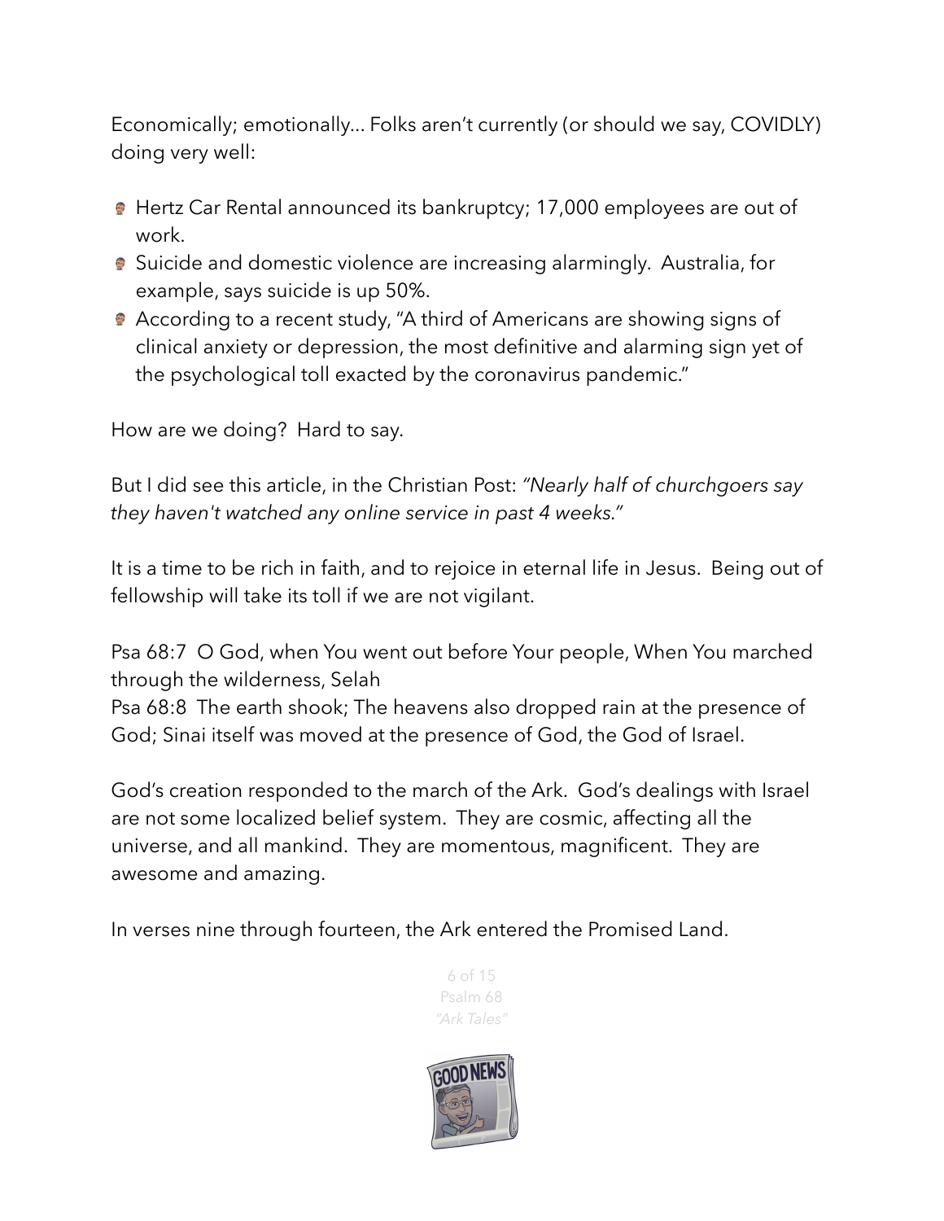Economically; emotionally... Folks aren't currently (or should we say, COVIDLY) doing very well:

- Hertz Car Rental announced its bankruptcy; 17,000 employees are out of work.
- Suicide and domestic violence are increasing alarmingly. Australia, for example, says suicide is up 50%.
- According to a recent study, "A third of Americans are showing signs of clinical anxiety or depression, the most definitive and alarming sign yet of the psychological toll exacted by the coronavirus pandemic."

How are we doing? Hard to say.

But I did see this article, in the Christian Post: *"Nearly half of churchgoers say they haven't watched any online service in past 4 weeks."*

It is a time to be rich in faith, and to rejoice in eternal life in Jesus. Being out of fellowship will take its toll if we are not vigilant.

Psa 68:7 O God, when You went out before Your people, When You marched through the wilderness, Selah
Psa 68:8 The earth shook; The heavens also dropped rain at the presence of God; Sinai itself was moved at the presence of God, the God of Israel.

God's creation responded to the march of the Ark. God's dealings with Israel are not some localized belief system. They are cosmic, affecting all the universe, and all mankind. They are momentous, magnificent. They are awesome and amazing.

In verses nine through fourteen, the Ark entered the Promised Land.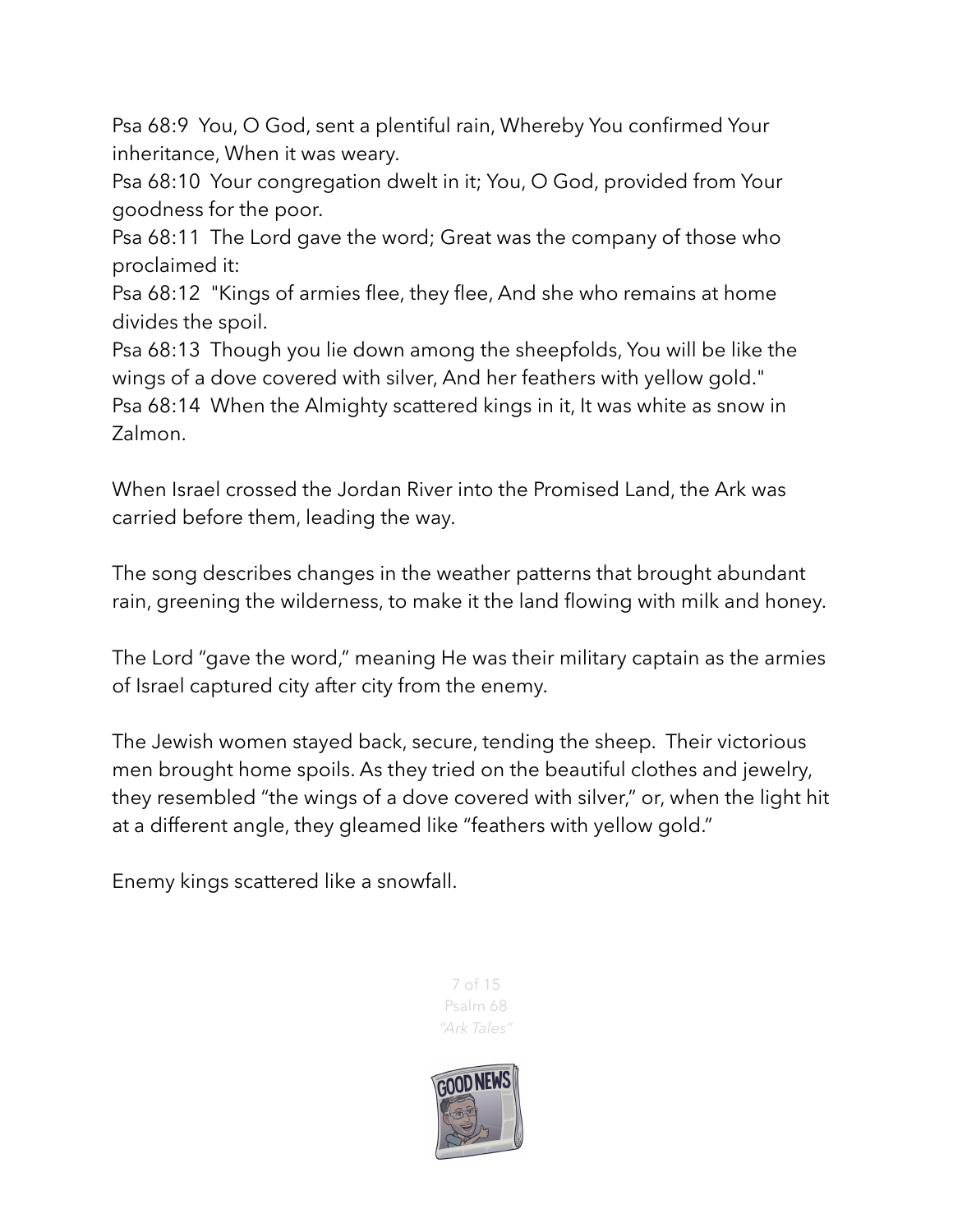Psa 68:9 You, O God, sent a plentiful rain, Whereby You confirmed Your inheritance, When it was weary.
Psa 68:10 Your congregation dwelt in it; You, O God, provided from Your goodness for the poor.
Psa 68:11 The Lord gave the word; Great was the company of those who proclaimed it:
Psa 68:12 "Kings of armies flee, they flee, And she who remains at home divides the spoil.
Psa 68:13 Though you lie down among the sheepfolds, You will be like the wings of a dove covered with silver, And her feathers with yellow gold."
Psa 68:14 When the Almighty scattered kings in it, It was white as snow in Zalmon.

When Israel crossed the Jordan River into the Promised Land, the Ark was carried before them, leading the way.

The song describes changes in the weather patterns that brought abundant rain, greening the wilderness, to make it the land flowing with milk and honey.

The Lord "gave the word," meaning He was their military captain as the armies of Israel captured city after city from the enemy.

The Jewish women stayed back, secure, tending the sheep. Their victorious men brought home spoils. As they tried on the beautiful clothes and jewelry, they resembled "the wings of a dove covered with silver," or, when the light hit at a different angle, they gleamed like "feathers with yellow gold."

Enemy kings scattered like a snowfall.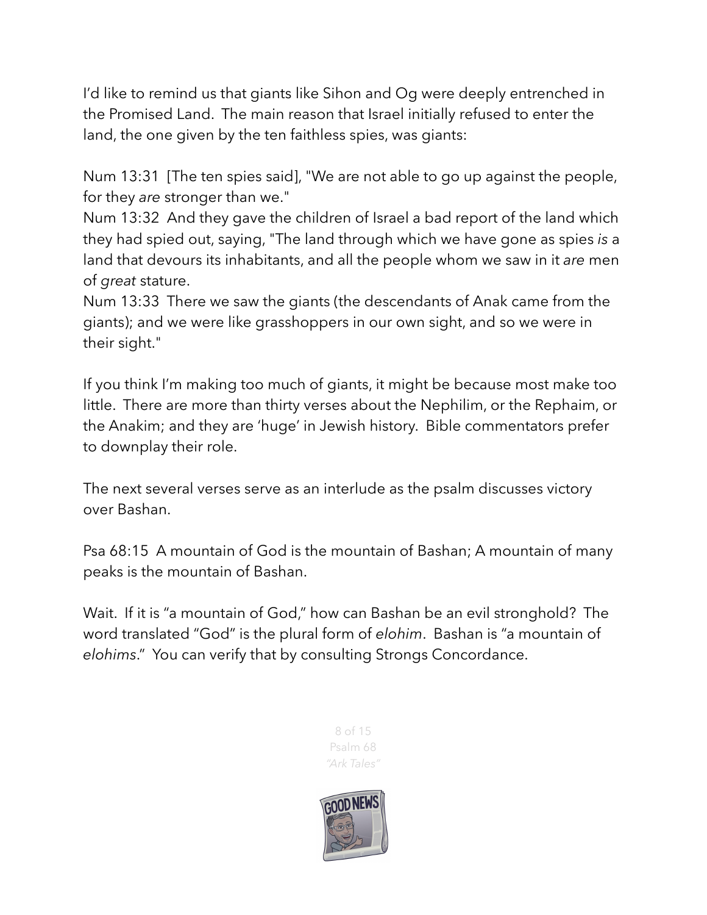I'd like to remind us that giants like Sihon and Og were deeply entrenched in the Promised Land. The main reason that Israel initially refused to enter the land, the one given by the ten faithless spies, was giants:

Num 13:31 [The ten spies said], "We are not able to go up against the people, for they *are* stronger than we."
Num 13:32 And they gave the children of Israel a bad report of the land which they had spied out, saying, "The land through which we have gone as spies *is* a land that devours its inhabitants, and all the people whom we saw in it *are* men of *great* stature.
Num 13:33 There we saw the giants (the descendants of Anak came from the giants); and we were like grasshoppers in our own sight, and so we were in their sight."

If you think I'm making too much of giants, it might be because most make too little. There are more than thirty verses about the Nephilim, or the Rephaim, or the Anakim; and they are 'huge' in Jewish history. Bible commentators prefer to downplay their role.

The next several verses serve as an interlude as the psalm discusses victory over Bashan.

Psa 68:15 A mountain of God is the mountain of Bashan; A mountain of many peaks is the mountain of Bashan.

Wait. If it is "a mountain of God," how can Bashan be an evil stronghold? The word translated "God" is the plural form of *elohim*. Bashan is "a mountain of *elohims*." You can verify that by consulting Strongs Concordance.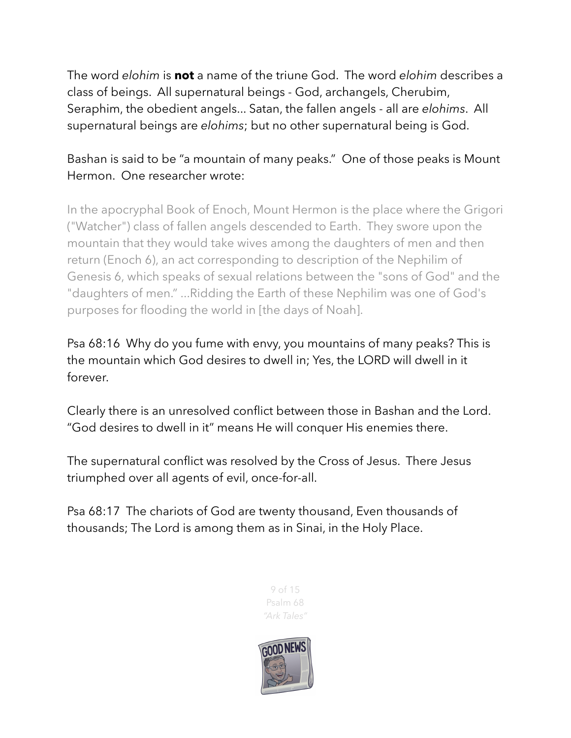The word *elohim* is **not** a name of the triune God. The word *elohim* describes a class of beings. All supernatural beings - God, archangels, Cherubim, Seraphim, the obedient angels... Satan, the fallen angels - all are *elohims*. All supernatural beings are *elohims*; but no other supernatural being is God.

Bashan is said to be "a mountain of many peaks." One of those peaks is Mount Hermon. One researcher wrote:

> In the apocryphal Book of Enoch, Mount Hermon is the place where the Grigori ("Watcher") class of fallen angels descended to Earth. They swore upon the mountain that they would take wives among the daughters of men and then return (Enoch 6), an act corresponding to description of the Nephilim of Genesis 6, which speaks of sexual relations between the "sons of God" and the "daughters of men." ...Ridding the Earth of these Nephilim was one of God's purposes for flooding the world in [the days of Noah].

Psa 68:16 Why do you fume with envy, you mountains of many peaks? This is the mountain which God desires to dwell in; Yes, the LORD will dwell in it forever.

Clearly there is an unresolved conflict between those in Bashan and the Lord. "God desires to dwell in it" means He will conquer His enemies there.

The supernatural conflict was resolved by the Cross of Jesus. There Jesus triumphed over all agents of evil, once-for-all.

Psa 68:17 The chariots of God are twenty thousand, Even thousands of thousands; The Lord is among them as in Sinai, in the Holy Place.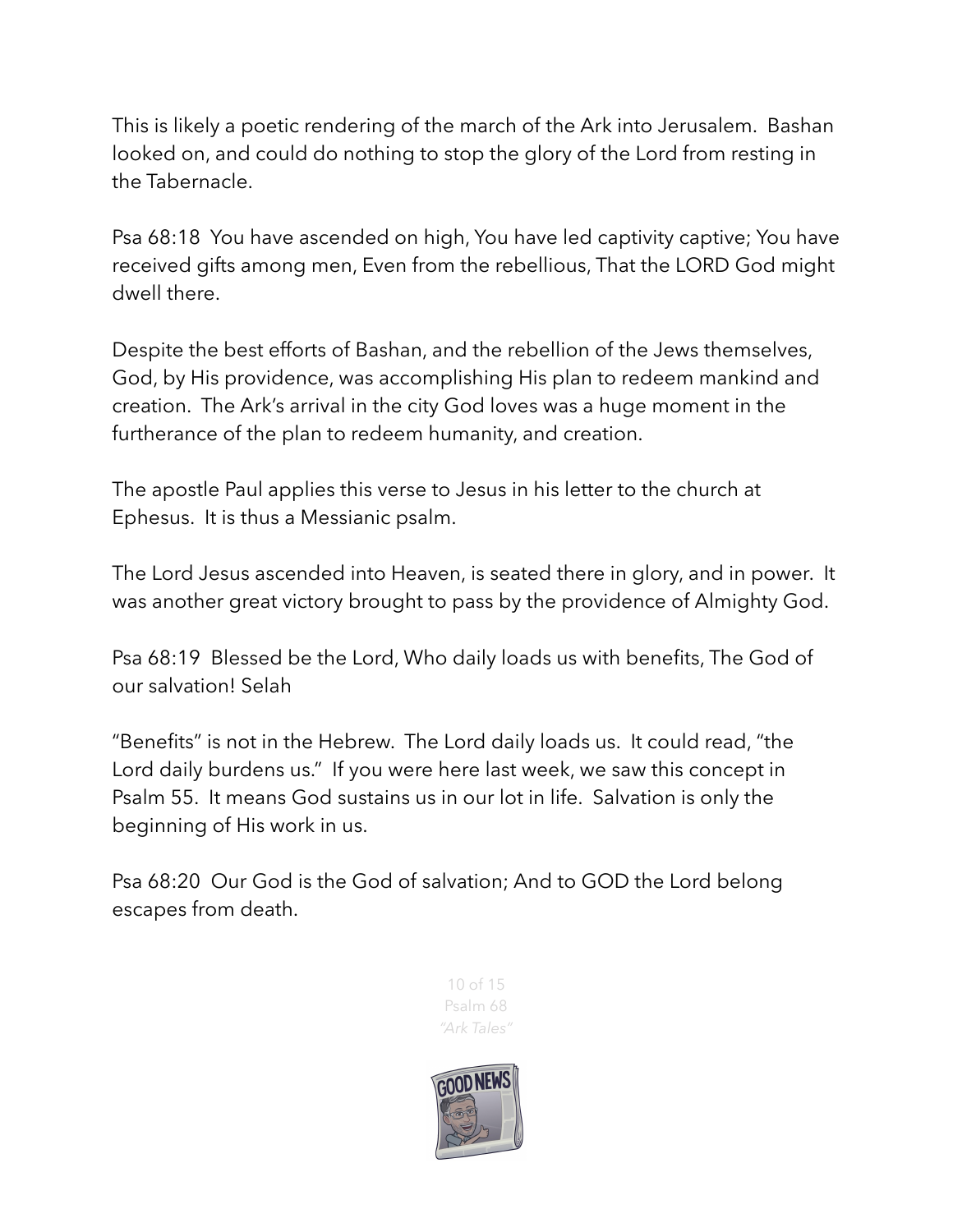This is likely a poetic rendering of the march of the Ark into Jerusalem. Bashan looked on, and could do nothing to stop the glory of the Lord from resting in the Tabernacle.

Psa 68:18 You have ascended on high, You have led captivity captive; You have received gifts among men, Even from the rebellious, That the LORD God might dwell there.

Despite the best efforts of Bashan, and the rebellion of the Jews themselves, God, by His providence, was accomplishing His plan to redeem mankind and creation. The Ark's arrival in the city God loves was a huge moment in the furtherance of the plan to redeem humanity, and creation.

The apostle Paul applies this verse to Jesus in his letter to the church at Ephesus. It is thus a Messianic psalm.

The Lord Jesus ascended into Heaven, is seated there in glory, and in power. It was another great victory brought to pass by the providence of Almighty God.

Psa 68:19 Blessed be the Lord, Who daily loads us with benefits, The God of our salvation! Selah

"Benefits" is not in the Hebrew. The Lord daily loads us. It could read, "the Lord daily burdens us." If you were here last week, we saw this concept in Psalm 55. It means God sustains us in our lot in life. Salvation is only the beginning of His work in us.

Psa 68:20 Our God is the God of salvation; And to GOD the Lord belong escapes from death.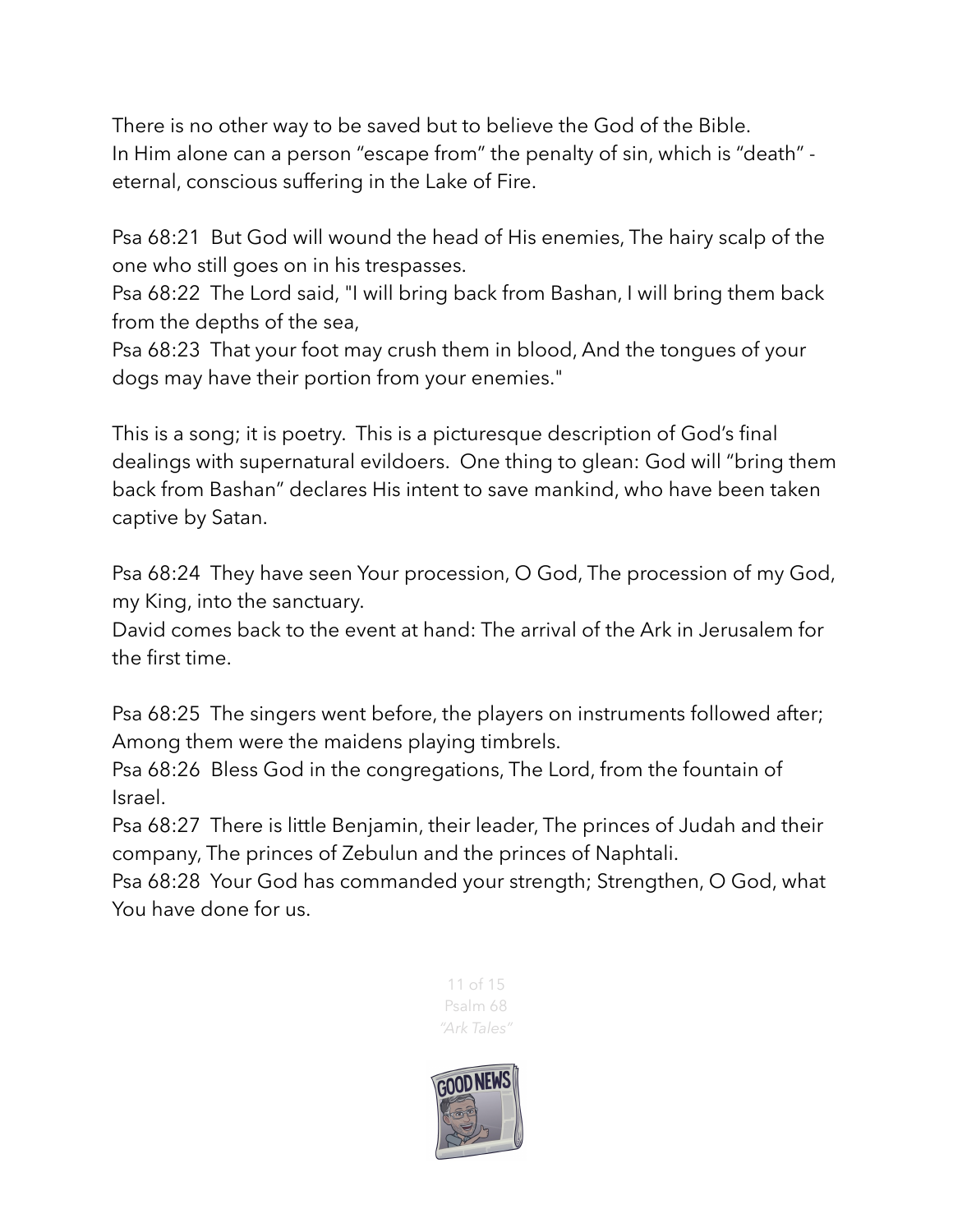There is no other way to be saved but to believe the God of the Bible.
In Him alone can a person "escape from" the penalty of sin, which is "death" - eternal, conscious suffering in the Lake of Fire.

Psa 68:21 But God will wound the head of His enemies, The hairy scalp of the one who still goes on in his trespasses.
Psa 68:22 The Lord said, "I will bring back from Bashan, I will bring them back from the depths of the sea,
Psa 68:23 That your foot may crush them in blood, And the tongues of your dogs may have their portion from your enemies."

This is a song; it is poetry. This is a picturesque description of God's final dealings with supernatural evildoers. One thing to glean: God will "bring them back from Bashan" declares His intent to save mankind, who have been taken captive by Satan.

Psa 68:24 They have seen Your procession, O God, The procession of my God, my King, into the sanctuary.
David comes back to the event at hand: The arrival of the Ark in Jerusalem for the first time.

Psa 68:25 The singers went before, the players on instruments followed after; Among them were the maidens playing timbrels.
Psa 68:26 Bless God in the congregations, The Lord, from the fountain of Israel.
Psa 68:27 There is little Benjamin, their leader, The princes of Judah and their company, The princes of Zebulun and the princes of Naphtali.
Psa 68:28 Your God has commanded your strength; Strengthen, O God, what You have done for us.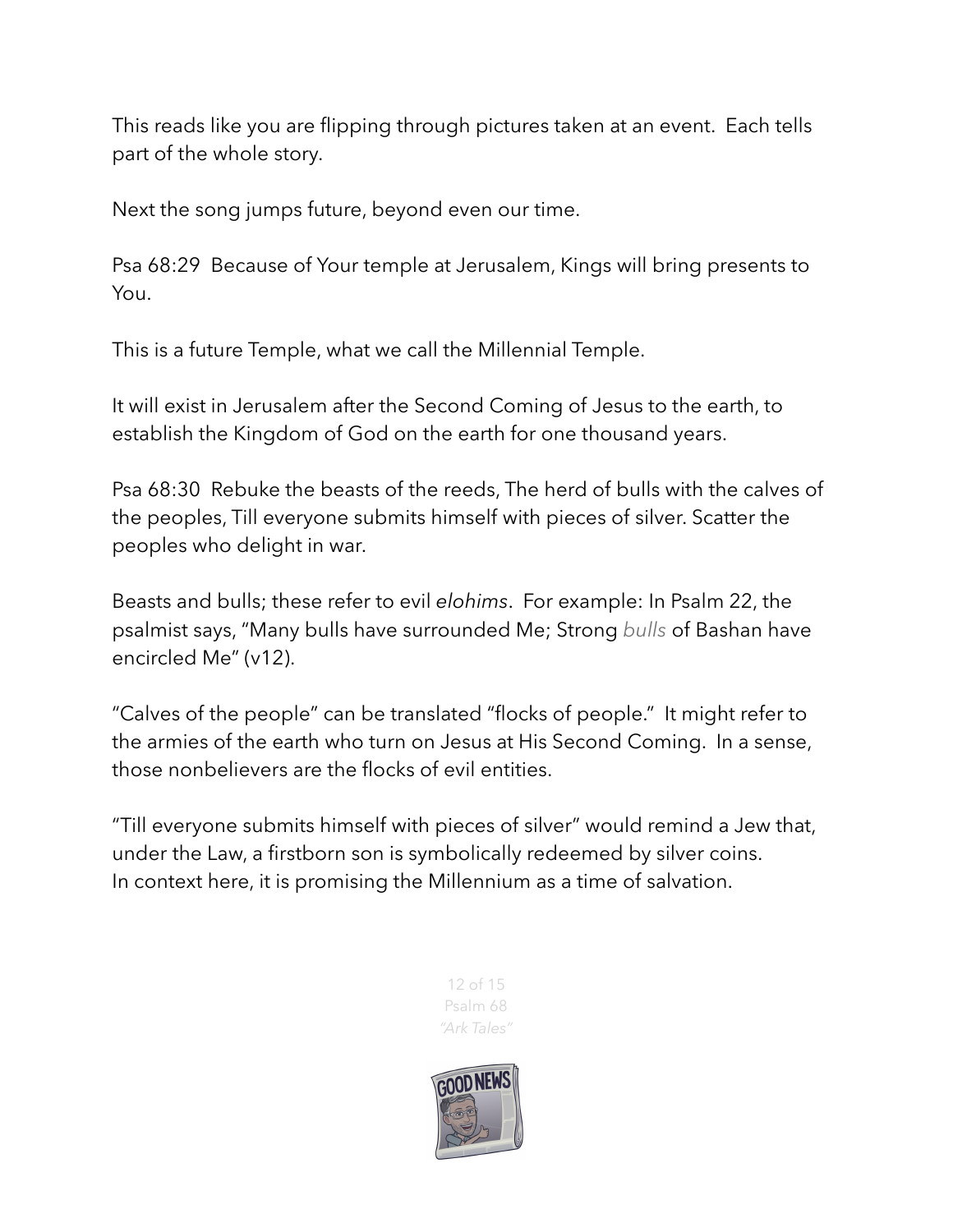This reads like you are flipping through pictures taken at an event. Each tells part of the whole story.

Next the song jumps future, beyond even our time.

Psa 68:29 Because of Your temple at Jerusalem, Kings will bring presents to You.

This is a future Temple, what we call the Millennial Temple.

It will exist in Jerusalem after the Second Coming of Jesus to the earth, to establish the Kingdom of God on the earth for one thousand years.

Psa 68:30 Rebuke the beasts of the reeds, The herd of bulls with the calves of the peoples, Till everyone submits himself with pieces of silver. Scatter the peoples who delight in war.

Beasts and bulls; these refer to evil *elohims*. For example: In Psalm 22, the psalmist says, "Many bulls have surrounded Me; Strong *bulls* of Bashan have encircled Me" (v12).

"Calves of the people" can be translated "flocks of people." It might refer to the armies of the earth who turn on Jesus at His Second Coming. In a sense, those nonbelievers are the flocks of evil entities.

"Till everyone submits himself with pieces of silver" would remind a Jew that, under the Law, a firstborn son is symbolically redeemed by silver coins.
In context here, it is promising the Millennium as a time of salvation.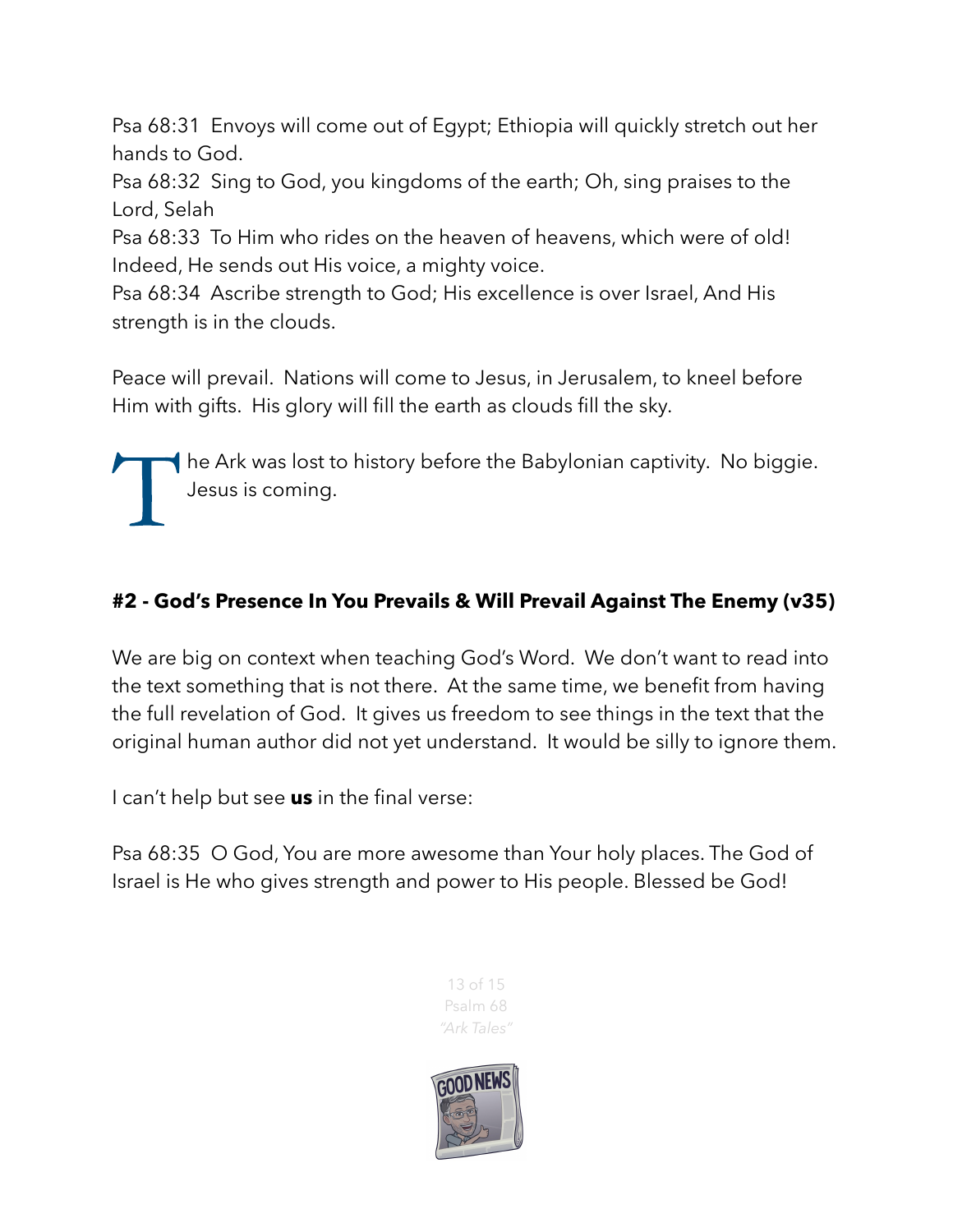Psa 68:31 Envoys will come out of Egypt; Ethiopia will quickly stretch out her hands to God.
Psa 68:32 Sing to God, you kingdoms of the earth; Oh, sing praises to the Lord, Selah
Psa 68:33 To Him who rides on the heaven of heavens, which were of old! Indeed, He sends out His voice, a mighty voice.
Psa 68:34 Ascribe strength to God; His excellence is over Israel, And His strength is in the clouds.

Peace will prevail. Nations will come to Jesus, in Jerusalem, to kneel before Him with gifts. His glory will fill the earth as clouds fill the sky.

The Ark was lost to history before the Babylonian captivity. No biggie. Jesus is coming.

**#2 - God's Presence In You Prevails & Will Prevail Against The Enemy (v35)**

We are big on context when teaching God's Word. We don't want to read into the text something that is not there. At the same time, we benefit from having the full revelation of God. It gives us freedom to see things in the text that the original human author did not yet understand. It would be silly to ignore them.

I can't help but see **us** in the final verse:

Psa 68:35 O God, You are more awesome than Your holy places. The God of Israel is He who gives strength and power to His people. Blessed be God!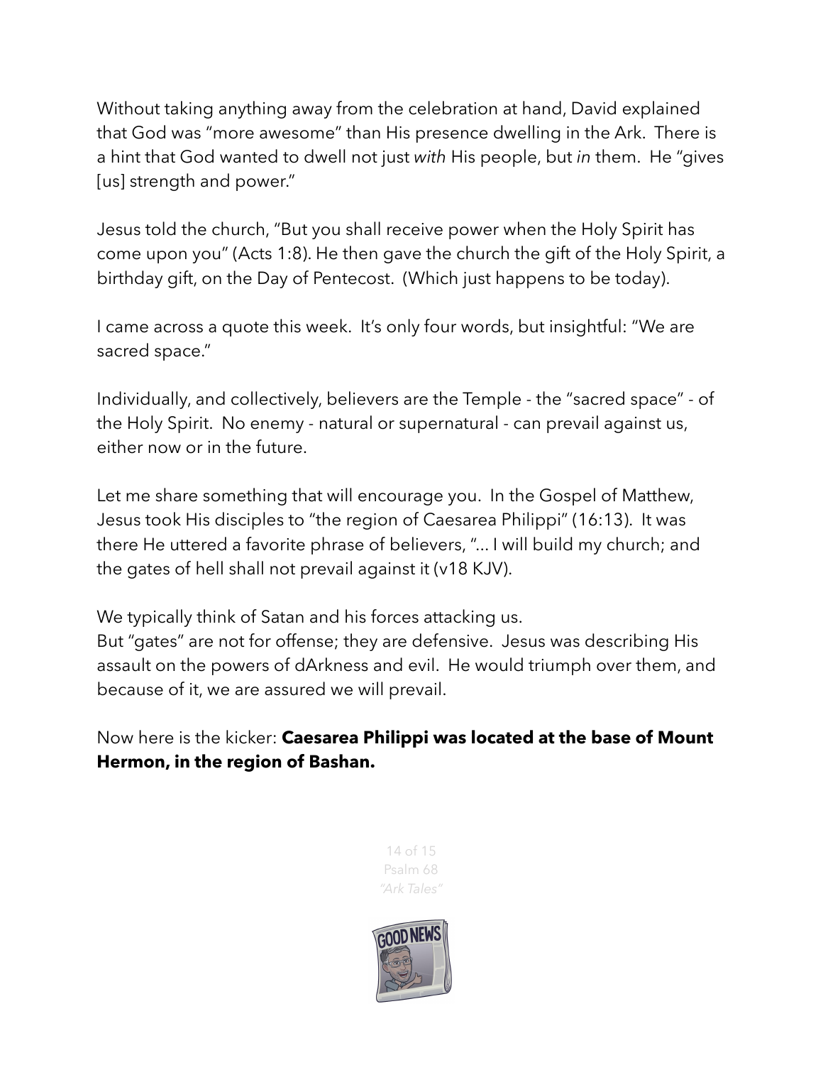Without taking anything away from the celebration at hand, David explained that God was "more awesome" than His presence dwelling in the Ark. There is a hint that God wanted to dwell not just *with* His people, but *in* them. He "gives [us] strength and power."

Jesus told the church, "But you shall receive power when the Holy Spirit has come upon you" (Acts 1:8). He then gave the church the gift of the Holy Spirit, a birthday gift, on the Day of Pentecost. (Which just happens to be today).

I came across a quote this week. It's only four words, but insightful: "We are sacred space."

Individually, and collectively, believers are the Temple - the "sacred space" - of the Holy Spirit. No enemy - natural or supernatural - can prevail against us, either now or in the future.

Let me share something that will encourage you. In the Gospel of Matthew, Jesus took His disciples to "the region of Caesarea Philippi" (16:13). It was there He uttered a favorite phrase of believers, "… I will build my church; and the gates of hell shall not prevail against it (v18 KJV).

We typically think of Satan and his forces attacking us.
But "gates" are not for offense; they are defensive. Jesus was describing His assault on the powers of dArkness and evil. He would triumph over them, and because of it, we are assured we will prevail.

Now here is the kicker: **Caesarea Philippi was located at the base of Mount Hermon, in the region of Bashan.**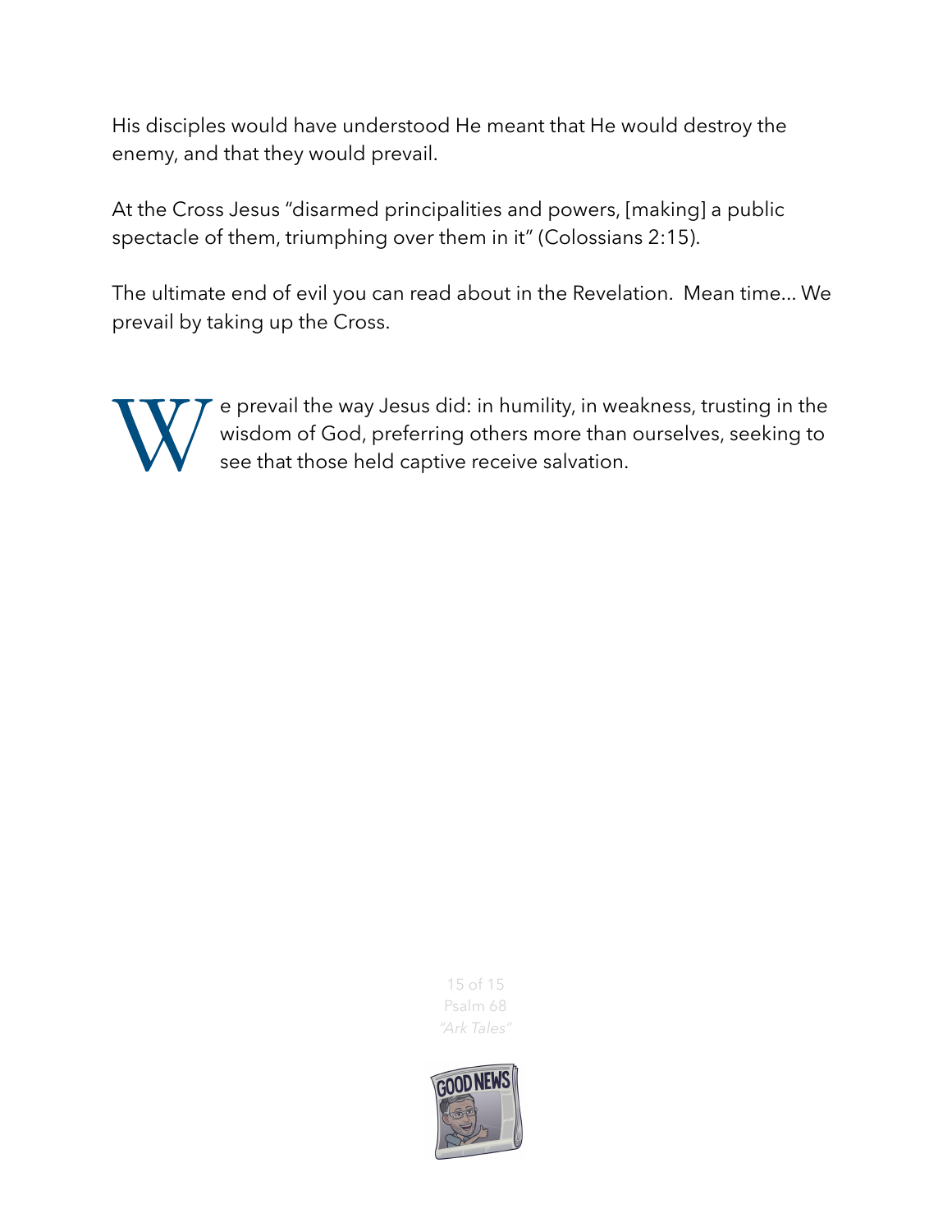His disciples would have understood He meant that He would destroy the enemy, and that they would prevail.

At the Cross Jesus "disarmed principalities and powers, [making] a public spectacle of them, triumphing over them in it" (Colossians 2:15).

The ultimate end of evil you can read about in the Revelation. Mean time… We prevail by taking up the Cross.

We prevail the way Jesus did: in humility, in weakness, trusting in the wisdom of God, preferring others more than ourselves, seeking to see that those held captive receive salvation.